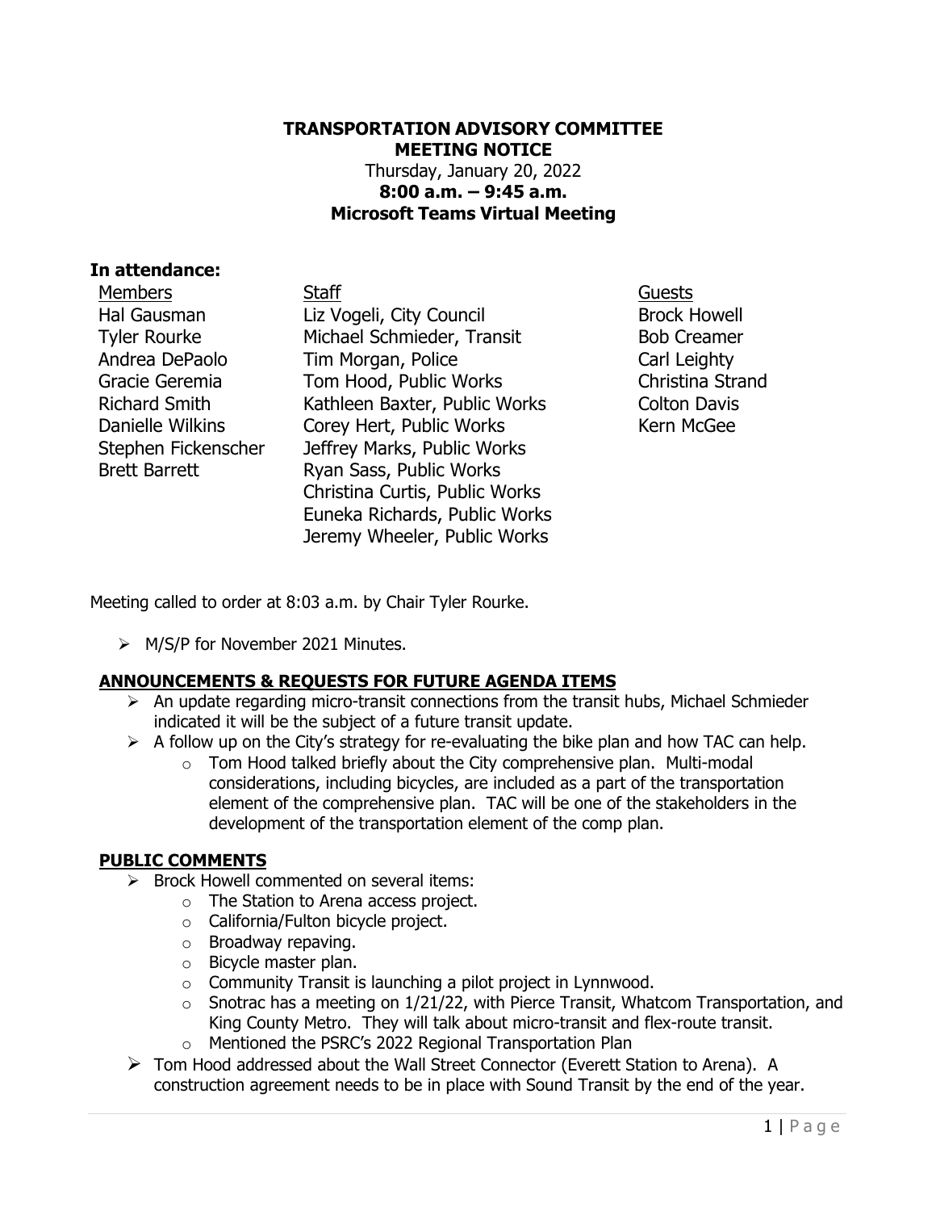**TRANSPORTATION ADVISORY COMMITTEE**
**MEETING NOTICE**
Thursday, January 20, 2022
**8:00 a.m. – 9:45 a.m.**
**Microsoft Teams Virtual Meeting**

## In attendance:

| Members | Staff | Guests |
|---|---|---|
| Hal Gausman | Liz Vogeli, City Council | Brock Howell |
| Tyler Rourke | Michael Schmieder, Transit | Bob Creamer |
| Andrea DePaolo | Tim Morgan, Police | Carl Leighty |
| Gracie Geremia | Tom Hood, Public Works | Christina Strand |
| Richard Smith | Kathleen Baxter, Public Works | Colton Davis |
| Danielle Wilkins | Corey Hert, Public Works | Kern McGee |
| Stephen Fickenscher | Jeffrey Marks, Public Works | |
| Brett Barrett | Ryan Sass, Public Works | |
| | Christina Curtis, Public Works | |
| | Euneka Richards, Public Works | |
| | Jeremy Wheeler, Public Works | |

Meeting called to order at 8:03 a.m. by Chair Tyler Rourke.

- M/S/P for November 2021 Minutes.

### ANNOUNCEMENTS & REQUESTS FOR FUTURE AGENDA ITEMS

- An update regarding micro-transit connections from the transit hubs, Michael Schmieder indicated it will be the subject of a future transit update.
- A follow up on the City's strategy for re-evaluating the bike plan and how TAC can help.
  - Tom Hood talked briefly about the City comprehensive plan. Multi-modal considerations, including bicycles, are included as a part of the transportation element of the comprehensive plan. TAC will be one of the stakeholders in the development of the transportation element of the comp plan.

### PUBLIC COMMENTS

- Brock Howell commented on several items:
  - The Station to Arena access project.
  - California/Fulton bicycle project.
  - Broadway repaving.
  - Bicycle master plan.
  - Community Transit is launching a pilot project in Lynnwood.
  - Snotrac has a meeting on 1/21/22, with Pierce Transit, Whatcom Transportation, and King County Metro. They will talk about micro-transit and flex-route transit.
  - Mentioned the PSRC's 2022 Regional Transportation Plan
- Tom Hood addressed about the Wall Street Connector (Everett Station to Arena). A construction agreement needs to be in place with Sound Transit by the end of the year.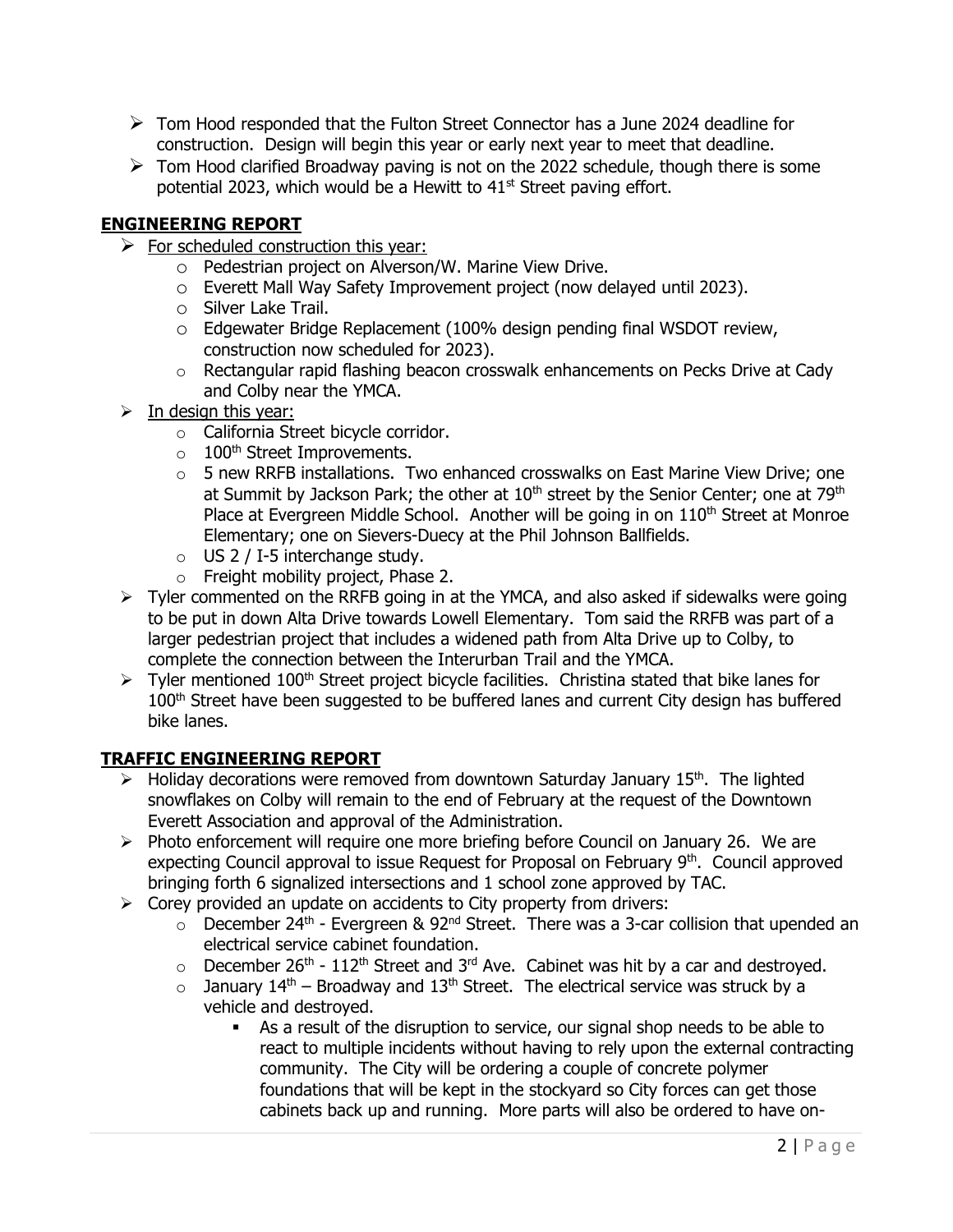- Tom Hood responded that the Fulton Street Connector has a June 2024 deadline for construction. Design will begin this year or early next year to meet that deadline.
- Tom Hood clarified Broadway paving is not on the 2022 schedule, though there is some potential 2023, which would be a Hewitt to 41st Street paving effort.

## ENGINEERING REPORT

- For scheduled construction this year:
  - Pedestrian project on Alverson/W. Marine View Drive.
  - Everett Mall Way Safety Improvement project (now delayed until 2023).
  - Silver Lake Trail.
  - Edgewater Bridge Replacement (100% design pending final WSDOT review, construction now scheduled for 2023).
  - Rectangular rapid flashing beacon crosswalk enhancements on Pecks Drive at Cady and Colby near the YMCA.
- In design this year:
  - California Street bicycle corridor.
  - 100th Street Improvements.
  - 5 new RRFB installations. Two enhanced crosswalks on East Marine View Drive; one at Summit by Jackson Park; the other at 10th street by the Senior Center; one at 79th Place at Evergreen Middle School. Another will be going in on 110th Street at Monroe Elementary; one on Sievers-Duecy at the Phil Johnson Ballfields.
  - US 2 / I-5 interchange study.
  - Freight mobility project, Phase 2.
- Tyler commented on the RRFB going in at the YMCA, and also asked if sidewalks were going to be put in down Alta Drive towards Lowell Elementary. Tom said the RRFB was part of a larger pedestrian project that includes a widened path from Alta Drive up to Colby, to complete the connection between the Interurban Trail and the YMCA.
- Tyler mentioned 100th Street project bicycle facilities. Christina stated that bike lanes for 100th Street have been suggested to be buffered lanes and current City design has buffered bike lanes.

## TRAFFIC ENGINEERING REPORT

- Holiday decorations were removed from downtown Saturday January 15th. The lighted snowflakes on Colby will remain to the end of February at the request of the Downtown Everett Association and approval of the Administration.
- Photo enforcement will require one more briefing before Council on January 26. We are expecting Council approval to issue Request for Proposal on February 9th. Council approved bringing forth 6 signalized intersections and 1 school zone approved by TAC.
- Corey provided an update on accidents to City property from drivers:
  - December 24th - Evergreen & 92nd Street. There was a 3-car collision that upended an electrical service cabinet foundation.
  - December 26th - 112th Street and 3rd Ave. Cabinet was hit by a car and destroyed.
  - January 14th – Broadway and 13th Street. The electrical service was struck by a vehicle and destroyed.
    - As a result of the disruption to service, our signal shop needs to be able to react to multiple incidents without having to rely upon the external contracting community. The City will be ordering a couple of concrete polymer foundations that will be kept in the stockyard so City forces can get those cabinets back up and running. More parts will also be ordered to have on-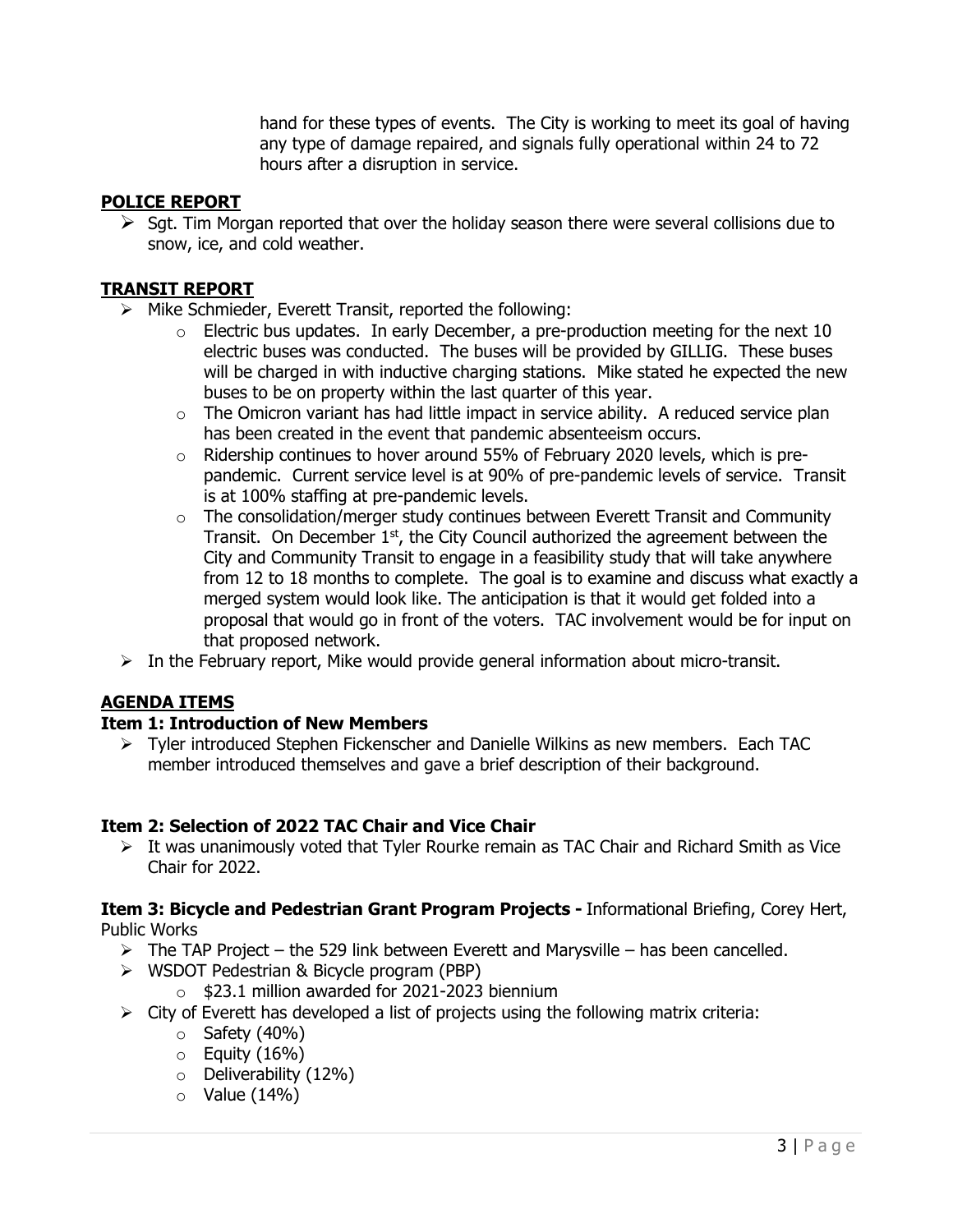hand for these types of events. The City is working to meet its goal of having any type of damage repaired, and signals fully operational within 24 to 72 hours after a disruption in service.

## POLICE REPORT

- Sgt. Tim Morgan reported that over the holiday season there were several collisions due to snow, ice, and cold weather.

## TRANSIT REPORT

- Mike Schmieder, Everett Transit, reported the following:
  - Electric bus updates. In early December, a pre-production meeting for the next 10 electric buses was conducted. The buses will be provided by GILLIG. These buses will be charged in with inductive charging stations. Mike stated he expected the new buses to be on property within the last quarter of this year.
  - The Omicron variant has had little impact in service ability. A reduced service plan has been created in the event that pandemic absenteeism occurs.
  - Ridership continues to hover around 55% of February 2020 levels, which is pre-pandemic. Current service level is at 90% of pre-pandemic levels of service. Transit is at 100% staffing at pre-pandemic levels.
  - The consolidation/merger study continues between Everett Transit and Community Transit. On December 1st, the City Council authorized the agreement between the City and Community Transit to engage in a feasibility study that will take anywhere from 12 to 18 months to complete. The goal is to examine and discuss what exactly a merged system would look like. The anticipation is that it would get folded into a proposal that would go in front of the voters. TAC involvement would be for input on that proposed network.
- In the February report, Mike would provide general information about micro-transit.

## AGENDA ITEMS

### Item 1: Introduction of New Members

- Tyler introduced Stephen Fickenscher and Danielle Wilkins as new members. Each TAC member introduced themselves and gave a brief description of their background.

### Item 2: Selection of 2022 TAC Chair and Vice Chair

- It was unanimously voted that Tyler Rourke remain as TAC Chair and Richard Smith as Vice Chair for 2022.

**Item 3: Bicycle and Pedestrian Grant Program Projects -** Informational Briefing, Corey Hert, Public Works

- The TAP Project – the 529 link between Everett and Marysville – has been cancelled.
- WSDOT Pedestrian & Bicycle program (PBP)
  - $23.1 million awarded for 2021-2023 biennium
- City of Everett has developed a list of projects using the following matrix criteria:
  - Safety (40%)
  - Equity (16%)
  - Deliverability (12%)
  - Value (14%)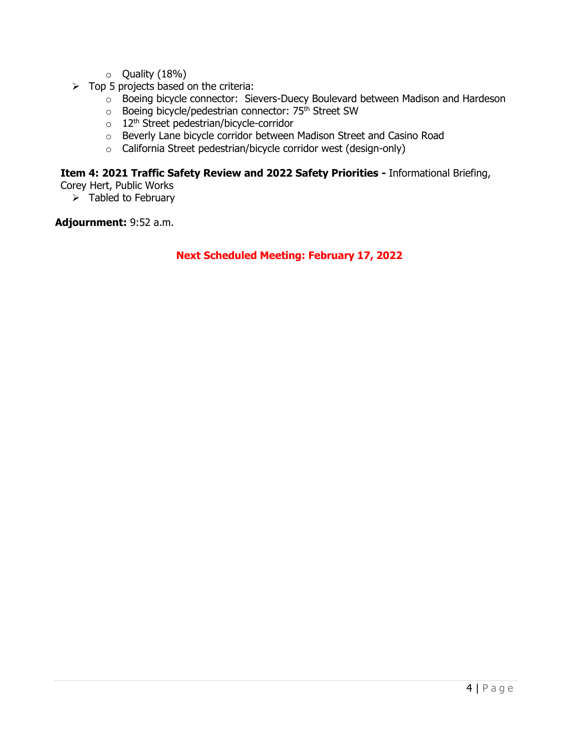- Quality (18%)
- Top 5 projects based on the criteria:
  - Boeing bicycle connector:  Sievers-Duecy Boulevard between Madison and Hardeson
  - Boeing bicycle/pedestrian connector: 75th Street SW
  - 12th Street pedestrian/bicycle-corridor
  - Beverly Lane bicycle corridor between Madison Street and Casino Road
  - California Street pedestrian/bicycle corridor west (design-only)

**Item 4: 2021 Traffic Safety Review and 2022 Safety Priorities -** Informational Briefing, Corey Hert, Public Works

- Tabled to February

**Adjournment:** 9:52 a.m.

**Next Scheduled Meeting: February 17, 2022**